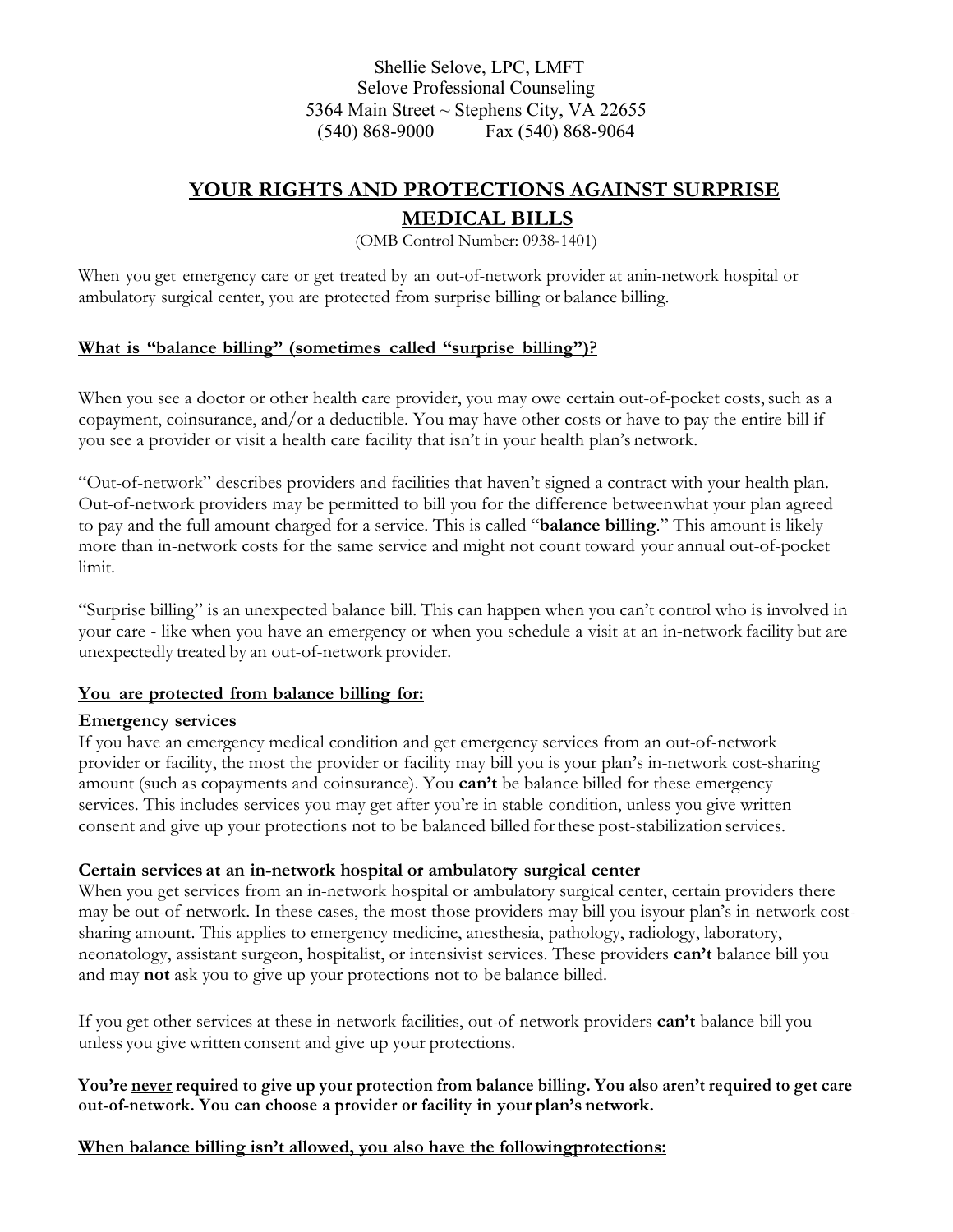Shellie Selove, LPC, LMFT
Selove Professional Counseling
5364 Main Street ~ Stephens City, VA 22655
(540) 868-9000 Fax (540) 868-9064

# YOUR RIGHTS AND PROTECTIONS AGAINST SURPRISE MEDICAL BILLS

(OMB Control Number: 0938-1401)

When you get emergency care or get treated by an out-of-network provider at anin-network hospital or ambulatory surgical center, you are protected from surprise billing or balance billing.

## What is "balance billing" (sometimes called "surprise billing")?

When you see a doctor or other health care provider, you may owe certain out-of-pocket costs, such as a copayment, coinsurance, and/or a deductible. You may have other costs or have to pay the entire bill if you see a provider or visit a health care facility that isn't in your health plan's network.

"Out-of-network" describes providers and facilities that haven't signed a contract with your health plan. Out-of-network providers may be permitted to bill you for the difference betweenwhat your plan agreed to pay and the full amount charged for a service. This is called "**balance billing**." This amount is likely more than in-network costs for the same service and might not count toward your annual out-of-pocket limit.

"Surprise billing" is an unexpected balance bill. This can happen when you can't control who is involved in your care - like when you have an emergency or when you schedule a visit at an in-network facility but are unexpectedly treated by an out-of-network provider.

## You are protected from balance billing for:

### Emergency services

If you have an emergency medical condition and get emergency services from an out-of-network provider or facility, the most the provider or facility may bill you is your plan's in-network cost-sharing amount (such as copayments and coinsurance). You **can't** be balance billed for these emergency services. This includes services you may get after you're in stable condition, unless you give written consent and give up your protections not to be balanced billed for these post-stabilization services.

### Certain services at an in-network hospital or ambulatory surgical center

When you get services from an in-network hospital or ambulatory surgical center, certain providers there may be out-of-network. In these cases, the most those providers may bill you isyour plan's in-network cost-sharing amount. This applies to emergency medicine, anesthesia, pathology, radiology, laboratory, neonatology, assistant surgeon, hospitalist, or intensivist services. These providers **can't** balance bill you and may **not** ask you to give up your protections not to be balance billed.

If you get other services at these in-network facilities, out-of-network providers **can't** balance bill you unless you give written consent and give up your protections.

**You're <u>never</u> required to give up your protection from balance billing. You also aren't required to get care out-of-network. You can choose a provider or facility in your plan's network.**

## When balance billing isn't allowed, you also have the followingprotections: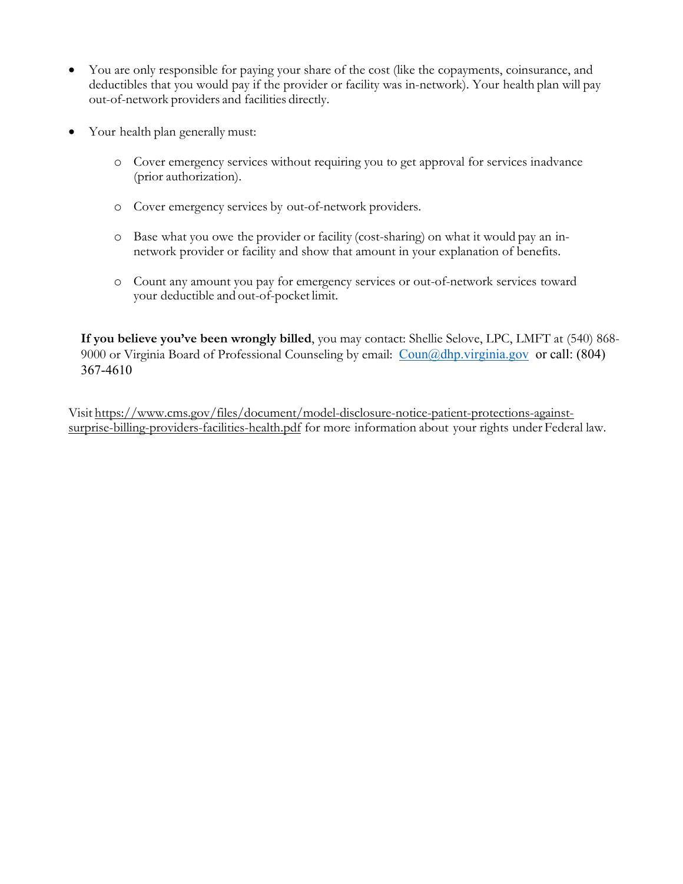- You are only responsible for paying your share of the cost (like the copayments, coinsurance, and deductibles that you would pay if the provider or facility was in-network). Your health plan will pay out-of-network providers and facilities directly.

- Your health plan generally must:

  - Cover emergency services without requiring you to get approval for services inadvance (prior authorization).

  - Cover emergency services by out-of-network providers.

  - Base what you owe the provider or facility (cost-sharing) on what it would pay an in-network provider or facility and show that amount in your explanation of benefits.

  - Count any amount you pay for emergency services or out-of-network services toward your deductible and out-of-pocket limit.

**If you believe you've been wrongly billed**, you may contact: Shellie Selove, LPC, LMFT at (540) 868-9000 or Virginia Board of Professional Counseling by email: Coun@dhp.virginia.gov or call: (804) 367-4610

Visit https://www.cms.gov/files/document/model-disclosure-notice-patient-protections-against-surprise-billing-providers-facilities-health.pdf for more information about your rights under Federal law.